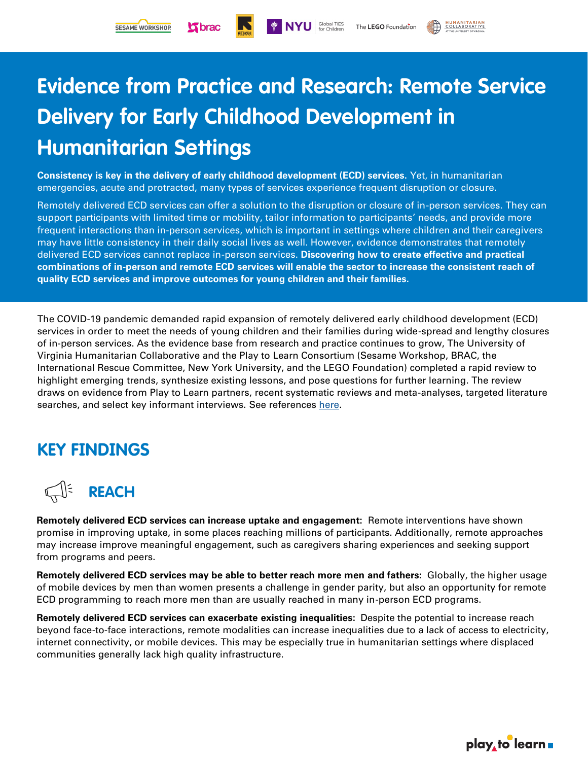# Evidence from Practice and Research: Remote Service Delivery for Early Childhood Development in Humanitarian Settings

**Consistency is key in the delivery of early childhood development (ECD) services.** Yet, in humanitarian emergencies, acute and protracted, many types of services experience frequent disruption or closure.

Remotely delivered ECD services can offer a solution to the disruption or closure of in-person services. They can support participants with limited time or mobility, tailor information to participants' needs, and provide more frequent interactions than in-person services, which is important in settings where children and their caregivers may have little consistency in their daily social lives as well. However, evidence demonstrates that remotely delivered ECD services cannot replace in-person services. **Discovering how to create effective and practical combinations of in-person and remote ECD services will enable the sector to increase the consistent reach of quality ECD services and improve outcomes for young children and their families.**

The COVID-19 pandemic demanded rapid expansion of remotely delivered early childhood development (ECD) services in order to meet the needs of young children and their families during wide-spread and lengthy closures of in-person services. As the evidence base from research and practice continues to grow, The University of Virginia Humanitarian Collaborative and the Play to Learn Consortium (Sesame Workshop, BRAC, the International Rescue Committee, New York University, and the LEGO Foundation) completed a rapid review to highlight emerging trends, synthesize existing lessons, and pose questions for further learning. The review draws on evidence from Play to Learn partners, recent systematic reviews and meta-analyses, targeted literature searches, and select key informant interviews. See references here.

## KEY FINDINGS

### REACH

**Remotely delivered ECD services can increase uptake and engagement:** Remote interventions have shown promise in improving uptake, in some places reaching millions of participants. Additionally, remote approaches may increase improve meaningful engagement, such as caregivers sharing experiences and seeking support from programs and peers.

**Remotely delivered ECD services may be able to better reach more men and fathers:** Globally, the higher usage of mobile devices by men than women presents a challenge in gender parity, but also an opportunity for remote ECD programming to reach more men than are usually reached in many in-person ECD programs.

**Remotely delivered ECD services can exacerbate existing inequalities:** Despite the potential to increase reach beyond face-to-face interactions, remote modalities can increase inequalities due to a lack of access to electricity, internet connectivity, or mobile devices. This may be especially true in humanitarian settings where displaced communities generally lack high quality infrastructure.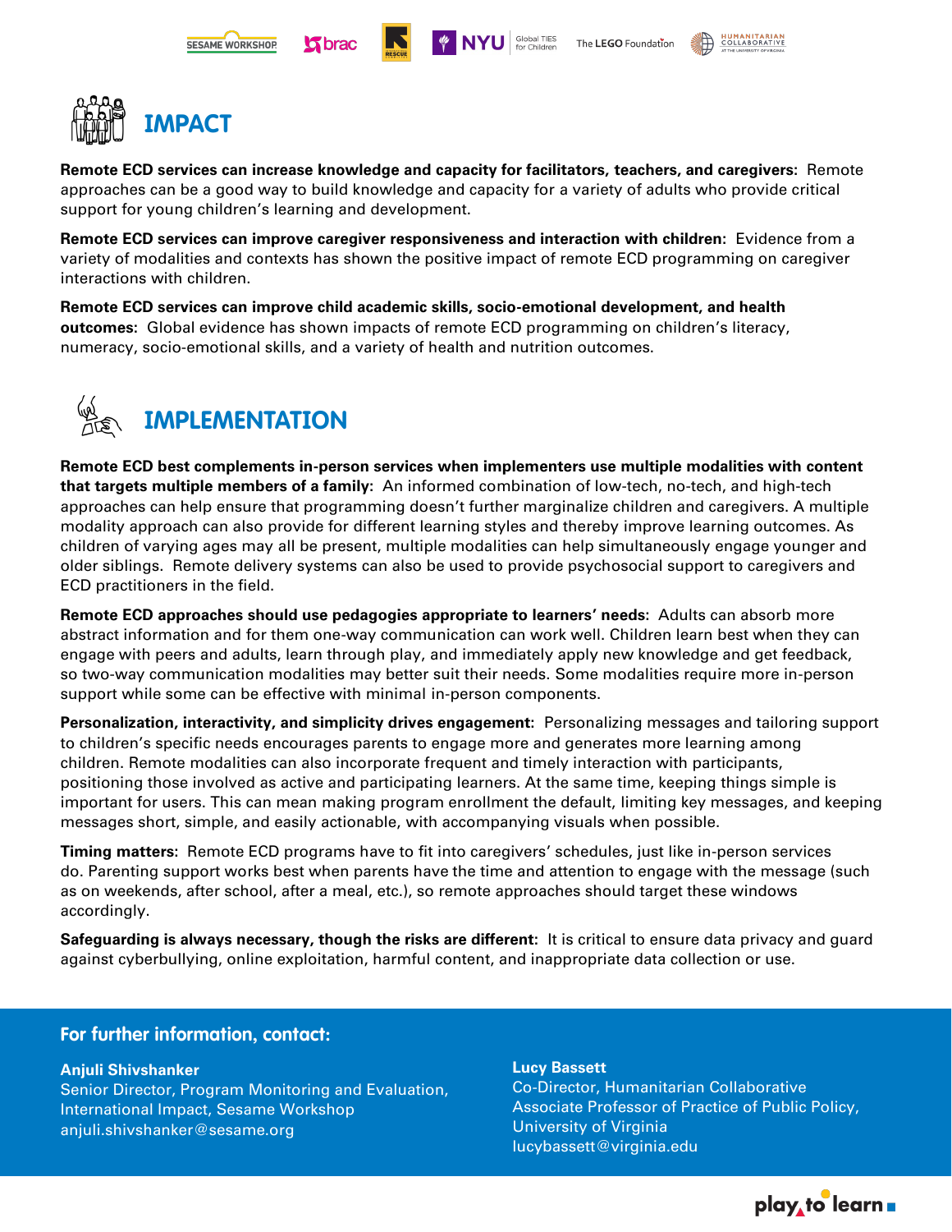## IMPACT

**Remote ECD services can increase knowledge and capacity for facilitators, teachers, and caregivers:** Remote approaches can be a good way to build knowledge and capacity for a variety of adults who provide critical support for young children's learning and development.

**Remote ECD services can improve caregiver responsiveness and interaction with children:** Evidence from a variety of modalities and contexts has shown the positive impact of remote ECD programming on caregiver interactions with children.

**Remote ECD services can improve child academic skills, socio-emotional development, and health outcomes:** Global evidence has shown impacts of remote ECD programming on children's literacy, numeracy, socio-emotional skills, and a variety of health and nutrition outcomes.

## IMPLEMENTATION

**Remote ECD best complements in-person services when implementers use multiple modalities with content that targets multiple members of a family:** An informed combination of low-tech, no-tech, and high-tech approaches can help ensure that programming doesn't further marginalize children and caregivers. A multiple modality approach can also provide for different learning styles and thereby improve learning outcomes. As children of varying ages may all be present, multiple modalities can help simultaneously engage younger and older siblings. Remote delivery systems can also be used to provide psychosocial support to caregivers and ECD practitioners in the field.

**Remote ECD approaches should use pedagogies appropriate to learners' needs:** Adults can absorb more abstract information and for them one-way communication can work well. Children learn best when they can engage with peers and adults, learn through play, and immediately apply new knowledge and get feedback, so two-way communication modalities may better suit their needs. Some modalities require more in-person support while some can be effective with minimal in-person components.

**Personalization, interactivity, and simplicity drives engagement:** Personalizing messages and tailoring support to children's specific needs encourages parents to engage more and generates more learning among children. Remote modalities can also incorporate frequent and timely interaction with participants, positioning those involved as active and participating learners. At the same time, keeping things simple is important for users. This can mean making program enrollment the default, limiting key messages, and keeping messages short, simple, and easily actionable, with accompanying visuals when possible.

**Timing matters:** Remote ECD programs have to fit into caregivers' schedules, just like in-person services do. Parenting support works best when parents have the time and attention to engage with the message (such as on weekends, after school, after a meal, etc.), so remote approaches should target these windows accordingly.

**Safeguarding is always necessary, though the risks are different:** It is critical to ensure data privacy and guard against cyberbullying, online exploitation, harmful content, and inappropriate data collection or use.

### For further information, contact:

**Anjuli Shivshanker**
Senior Director, Program Monitoring and Evaluation, International Impact, Sesame Workshop
anjuli.shivshanker@sesame.org

**Lucy Bassett**
Co-Director, Humanitarian Collaborative
Associate Professor of Practice of Public Policy, University of Virginia
lucybassett@virginia.edu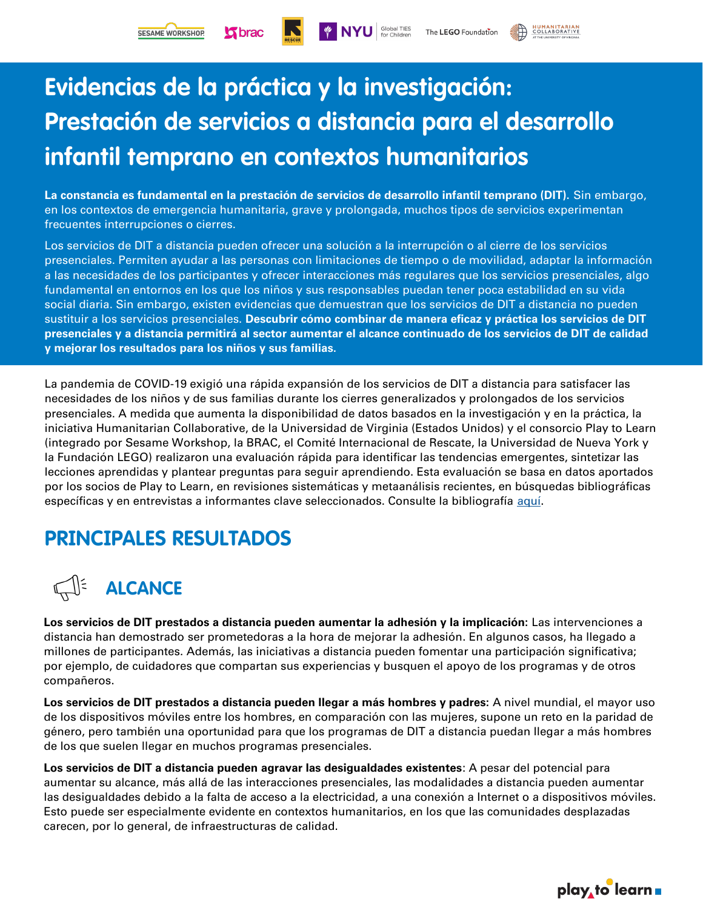# Evidencias de la práctica y la investigación: Prestación de servicios a distancia para el desarrollo infantil temprano en contextos humanitarios

**La constancia es fundamental en la prestación de servicios de desarrollo infantil temprano (DIT).** Sin embargo, en los contextos de emergencia humanitaria, grave y prolongada, muchos tipos de servicios experimentan frecuentes interrupciones o cierres.

Los servicios de DIT a distancia pueden ofrecer una solución a la interrupción o al cierre de los servicios presenciales. Permiten ayudar a las personas con limitaciones de tiempo o de movilidad, adaptar la información a las necesidades de los participantes y ofrecer interacciones más regulares que los servicios presenciales, algo fundamental en entornos en los que los niños y sus responsables puedan tener poca estabilidad en su vida social diaria. Sin embargo, existen evidencias que demuestran que los servicios de DIT a distancia no pueden sustituir a los servicios presenciales. **Descubrir cómo combinar de manera eficaz y práctica los servicios de DIT presenciales y a distancia permitirá al sector aumentar el alcance continuado de los servicios de DIT de calidad y mejorar los resultados para los niños y sus familias.**

La pandemia de COVID-19 exigió una rápida expansión de los servicios de DIT a distancia para satisfacer las necesidades de los niños y de sus familias durante los cierres generalizados y prolongados de los servicios presenciales. A medida que aumenta la disponibilidad de datos basados en la investigación y en la práctica, la iniciativa Humanitarian Collaborative, de la Universidad de Virginia (Estados Unidos) y el consorcio Play to Learn (integrado por Sesame Workshop, la BRAC, el Comité Internacional de Rescate, la Universidad de Nueva York y la Fundación LEGO) realizaron una evaluación rápida para identificar las tendencias emergentes, sintetizar las lecciones aprendidas y plantear preguntas para seguir aprendiendo. Esta evaluación se basa en datos aportados por los socios de Play to Learn, en revisiones sistemáticas y metaanálisis recientes, en búsquedas bibliográficas específicas y en entrevistas a informantes clave seleccionados. Consulte la bibliografía aquí.

## PRINCIPALES RESULTADOS

### ALCANCE

**Los servicios de DIT prestados a distancia pueden aumentar la adhesión y la implicación:** Las intervenciones a distancia han demostrado ser prometedoras a la hora de mejorar la adhesión. En algunos casos, ha llegado a millones de participantes. Además, las iniciativas a distancia pueden fomentar una participación significativa; por ejemplo, de cuidadores que compartan sus experiencias y busquen el apoyo de los programas y de otros compañeros.

**Los servicios de DIT prestados a distancia pueden llegar a más hombres y padres:** A nivel mundial, el mayor uso de los dispositivos móviles entre los hombres, en comparación con las mujeres, supone un reto en la paridad de género, pero también una oportunidad para que los programas de DIT a distancia puedan llegar a más hombres de los que suelen llegar en muchos programas presenciales.

**Los servicios de DIT a distancia pueden agravar las desigualdades existentes**: A pesar del potencial para aumentar su alcance, más allá de las interacciones presenciales, las modalidades a distancia pueden aumentar las desigualdades debido a la falta de acceso a la electricidad, a una conexión a Internet o a dispositivos móviles. Esto puede ser especialmente evidente en contextos humanitarios, en los que las comunidades desplazadas carecen, por lo general, de infraestructuras de calidad.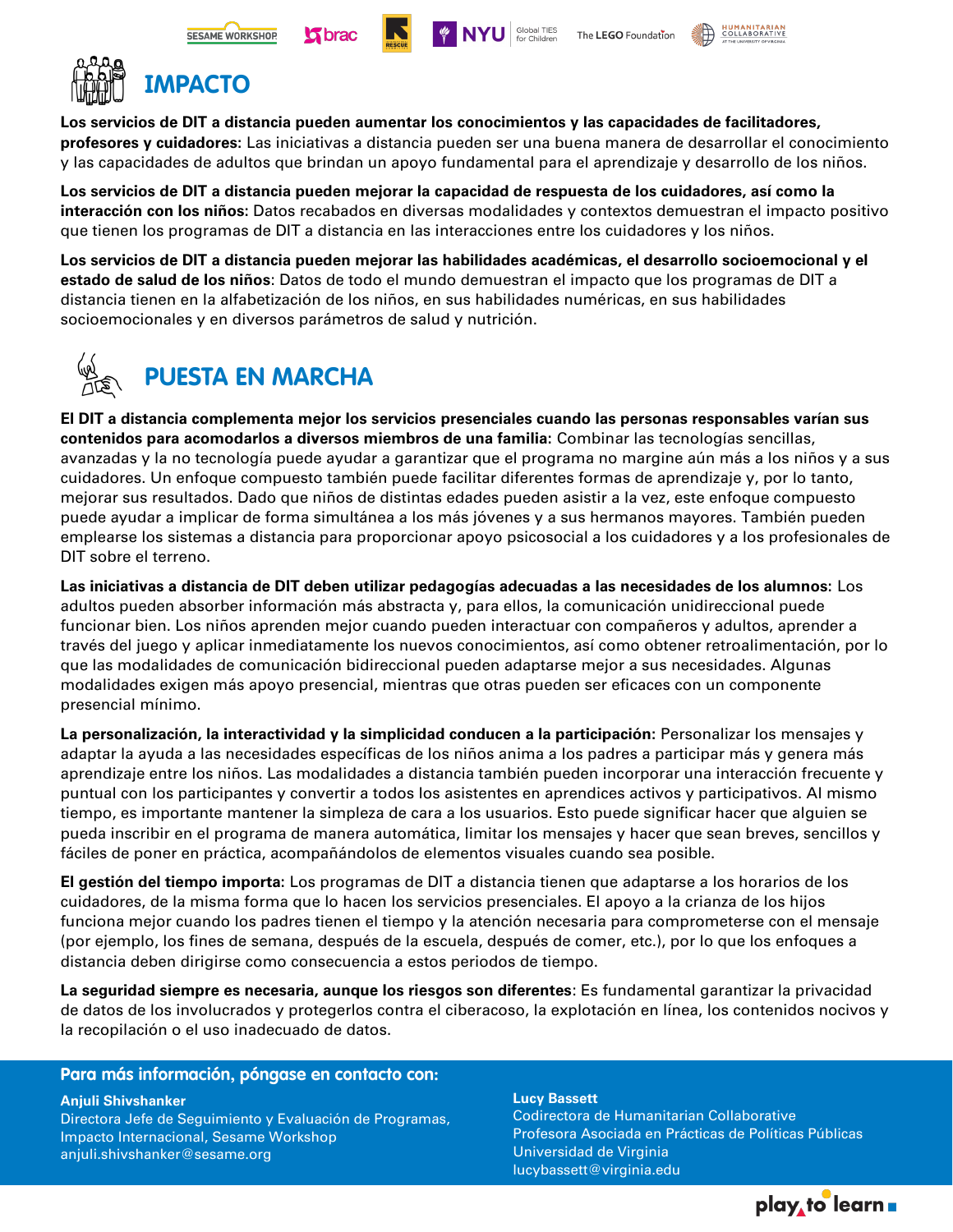## IMPACTO

**Los servicios de DIT a distancia pueden aumentar los conocimientos y las capacidades de facilitadores, profesores y cuidadores:** Las iniciativas a distancia pueden ser una buena manera de desarrollar el conocimiento y las capacidades de adultos que brindan un apoyo fundamental para el aprendizaje y desarrollo de los niños.

**Los servicios de DIT a distancia pueden mejorar la capacidad de respuesta de los cuidadores, así como la interacción con los niños:** Datos recabados en diversas modalidades y contextos demuestran el impacto positivo que tienen los programas de DIT a distancia en las interacciones entre los cuidadores y los niños.

**Los servicios de DIT a distancia pueden mejorar las habilidades académicas, el desarrollo socioemocional y el estado de salud de los niños**: Datos de todo el mundo demuestran el impacto que los programas de DIT a distancia tienen en la alfabetización de los niños, en sus habilidades numéricas, en sus habilidades socioemocionales y en diversos parámetros de salud y nutrición.

## PUESTA EN MARCHA

**El DIT a distancia complementa mejor los servicios presenciales cuando las personas responsables varían sus contenidos para acomodarlos a diversos miembros de una familia:** Combinar las tecnologías sencillas, avanzadas y la no tecnología puede ayudar a garantizar que el programa no margine aún más a los niños y a sus cuidadores. Un enfoque compuesto también puede facilitar diferentes formas de aprendizaje y, por lo tanto, mejorar sus resultados. Dado que niños de distintas edades pueden asistir a la vez, este enfoque compuesto puede ayudar a implicar de forma simultánea a los más jóvenes y a sus hermanos mayores. También pueden emplearse los sistemas a distancia para proporcionar apoyo psicosocial a los cuidadores y a los profesionales de DIT sobre el terreno.

**Las iniciativas a distancia de DIT deben utilizar pedagogías adecuadas a las necesidades de los alumnos:** Los adultos pueden absorber información más abstracta y, para ellos, la comunicación unidireccional puede funcionar bien. Los niños aprenden mejor cuando pueden interactuar con compañeros y adultos, aprender a través del juego y aplicar inmediatamente los nuevos conocimientos, así como obtener retroalimentación, por lo que las modalidades de comunicación bidireccional pueden adaptarse mejor a sus necesidades. Algunas modalidades exigen más apoyo presencial, mientras que otras pueden ser eficaces con un componente presencial mínimo.

**La personalización, la interactividad y la simplicidad conducen a la participación:** Personalizar los mensajes y adaptar la ayuda a las necesidades específicas de los niños anima a los padres a participar más y genera más aprendizaje entre los niños. Las modalidades a distancia también pueden incorporar una interacción frecuente y puntual con los participantes y convertir a todos los asistentes en aprendices activos y participativos. Al mismo tiempo, es importante mantener la simpleza de cara a los usuarios. Esto puede significar hacer que alguien se pueda inscribir en el programa de manera automática, limitar los mensajes y hacer que sean breves, sencillos y fáciles de poner en práctica, acompañándolos de elementos visuales cuando sea posible.

**El gestión del tiempo importa**: Los programas de DIT a distancia tienen que adaptarse a los horarios de los cuidadores, de la misma forma que lo hacen los servicios presenciales. El apoyo a la crianza de los hijos funciona mejor cuando los padres tienen el tiempo y la atención necesaria para comprometerse con el mensaje (por ejemplo, los fines de semana, después de la escuela, después de comer, etc.), por lo que los enfoques a distancia deben dirigirse como consecuencia a estos periodos de tiempo.

**La seguridad siempre es necesaria, aunque los riesgos son diferentes**: Es fundamental garantizar la privacidad de datos de los involucrados y protegerlos contra el ciberacoso, la explotación en línea, los contenidos nocivos y la recopilación o el uso inadecuado de datos.

**Para más información, póngase en contacto con:**

**Anjuli Shivshanker**
Directora Jefe de Seguimiento y Evaluación de Programas, Impacto Internacional, Sesame Workshop
anjuli.shivshanker@sesame.org

**Lucy Bassett**
Codirectora de Humanitarian Collaborative
Profesora Asociada en Prácticas de Políticas Públicas
Universidad de Virginia
lucybassett@virginia.edu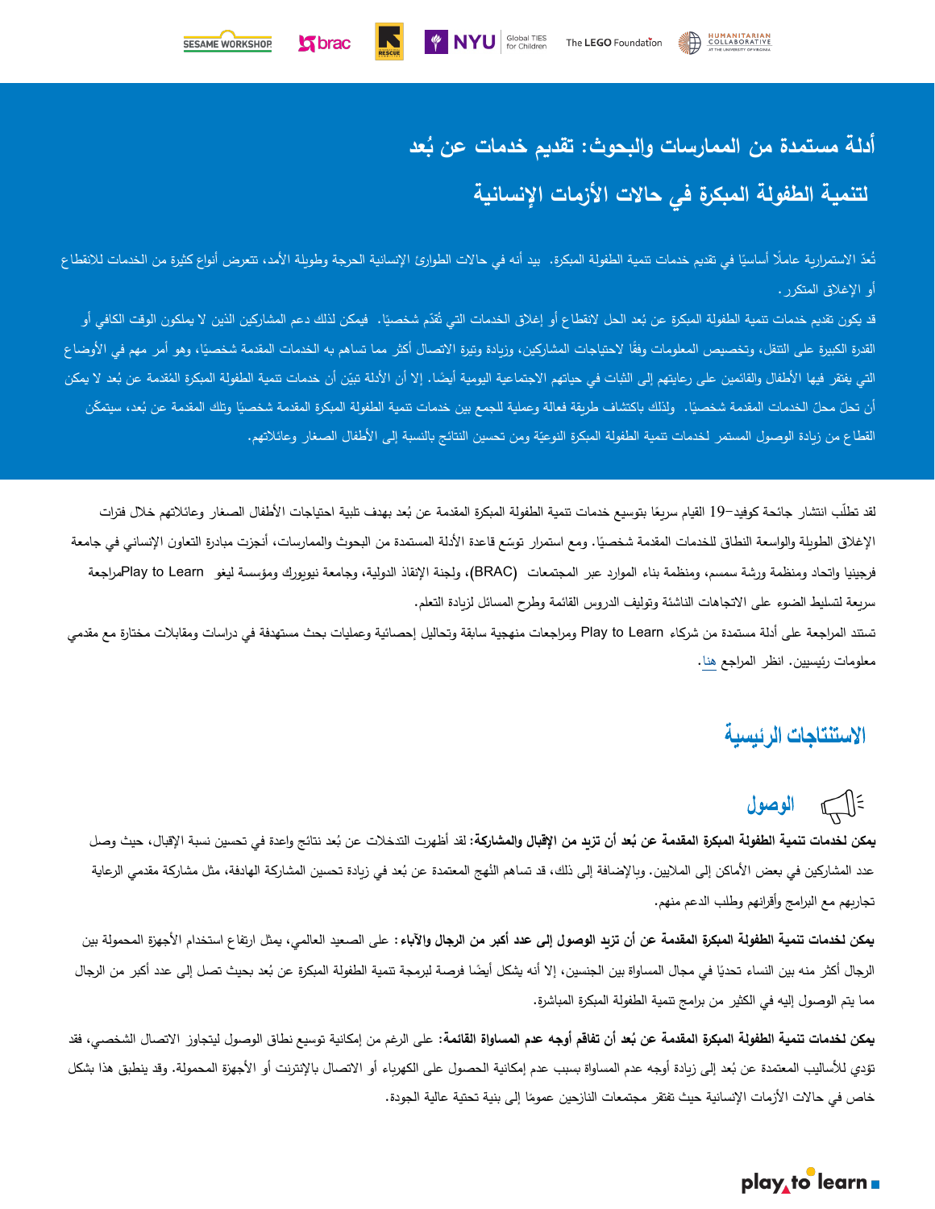# أدلة مستمدة من الممارسات والبحوث: تقديم خدمات عن بُعد لتنمية الطفولة المبكرة في حالات الأزمات الإنسانية

تُعدّ الاستمرارية عاملاً أساسيًا في تقديم خدمات تنمية الطفولة المبكرة. بيد أنه في حالات الطوارئ الإنسانية الحرجة وطويلة الأمد، تتعرض أنواع كثيرة من الخدمات للانقطاع أو الإغلاق المتكرر.

قد يكون تقديم خدمات تنمية الطفولة المبكرة عن بُعد الحل لانقطاع أو إغلاق الخدمات التي تُقدّم شخصيًا. فيمكن لذلك دعم المشاركين الذين لا يملكون الوقت الكافي أو القدرة الكبيرة على التنقل، وتخصيص المعلومات وفقًا لاحتياجات المشاركين، وزيادة وتيرة الاتصال أكثر مما تساهم به الخدمات المقدمة شخصيًا، وهو أمر مهم في الأوضاع التي يفتقر فيها الأطفال والقائمين على رعايتهم إلى الثبات في حياتهم الاجتماعية اليومية أيضًا. إلا أن الأدلة تبيّن أن خدمات تنمية الطفولة المبكرة المُقدمة عن بُعد لا يمكن أن تحلّ محلّ الخدمات المقدمة شخصيًا. ولذلك باكتشاف طريقة فعالة وعملية للجمع بين خدمات تنمية الطفولة المبكرة المقدمة شخصيًا وتلك المقدمة عن بُعد، سيتمكّن القطاع من زيادة الوصول المستمر لخدمات تنمية الطفولة المبكرة النوعيّة ومن تحسين النتائج بالنسبة إلى الأطفال الصغار وعائلاتهم.

لقد تطلّب انتشار جائحة كوفيد-19 القيام سريعًا بتوسيع خدمات تنمية الطفولة المبكرة المقدمة عن بُعد بهدف تلبية احتياجات الأطفال الصغار وعائلاتهم خلال فترات الإغلاق الطويلة والواسعة النطاق للخدمات المقدمة شخصيًا. ومع استمرار توسّع قاعدة الأدلة المستمدة من البحوث والممارسات، أنجزت مبادرة التعاون الإنساني في جامعة فرجينيا واتحاد ومنظمة ورشة سمسم، ومنظمة بناء الموارد عبر المجتمعات (BRAC)، ولجنة الإنقاذ الدولية، وجامعة نيويورك ومؤسسة ليغو Play to Learnمراجعة سريعة لتسليط الضوء على الاتجاهات الناشئة وتوليف الدروس القائمة وطرح المسائل لزيادة التعلم.

تستند المراجعة على أدلة مستمدة من شركاء Play to Learn ومراجعات منهجية سابقة وتحاليل إحصائية وعمليات بحث مستهدفة في دراسات ومقابلات مختارة مع مقدمي معلومات رئيسيين. انظر المراجع هنا.

## الاستنتاجات الرئيسية

### الوصول

**يمكن لخدمات تنمية الطفولة المبكرة المقدمة عن بُعد أن تزيد من الإقبال والمشاركة:** لقد أظهرت التدخلات عن بُعد نتائج واعدة في تحسين نسبة الإقبال، حيث وصل عدد المشاركين في بعض الأماكن إلى الملايين. وبالإضافة إلى ذلك، قد تساهم النُهج المعتمدة عن بُعد في زيادة تحسين المشاركة الهادفة، مثل مشاركة مقدمي الرعاية تجاربهم مع البرامج وأقرانهم وطلب الدعم منهم.

**يمكن لخدمات تنمية الطفولة المبكرة المقدمة عن بُعد أن تزيد الوصول إلى عدد أكبر من الرجال والآباء:** على الصعيد العالمي، يمثل ارتفاع استخدام الأجهزة المحمولة بين الرجال أكثر منه بين النساء تحديًا في مجال المساواة بين الجنسين، إلا أنه يشكل أيضًا فرصة لبرمجة تنمية الطفولة المبكرة عن بُعد بحيث تصل إلى عدد أكبر من الرجال مما يتم الوصول إليه في الكثير من برامج تنمية الطفولة المبكرة المباشرة.

**يمكن لخدمات تنمية الطفولة المبكرة المقدمة عن بُعد أن تفاقم أوجه عدم المساواة القائمة:** على الرغم من إمكانية توسيع نطاق الوصول ليتجاوز الاتصال الشخصي، فقد تؤدي للأساليب المعتمدة عن بُعد إلى زيادة أوجه عدم المساواة بسبب عدم إمكانية الحصول على الكهرباء أو الاتصال بالإنترنت أو الأجهزة المحمولة. وقد ينطبق هذا بشكل خاص في حالات الأزمات الإنسانية حيث تفتقر مجتمعات النازحين عمومًا إلى بنية تحتية عالية الجودة.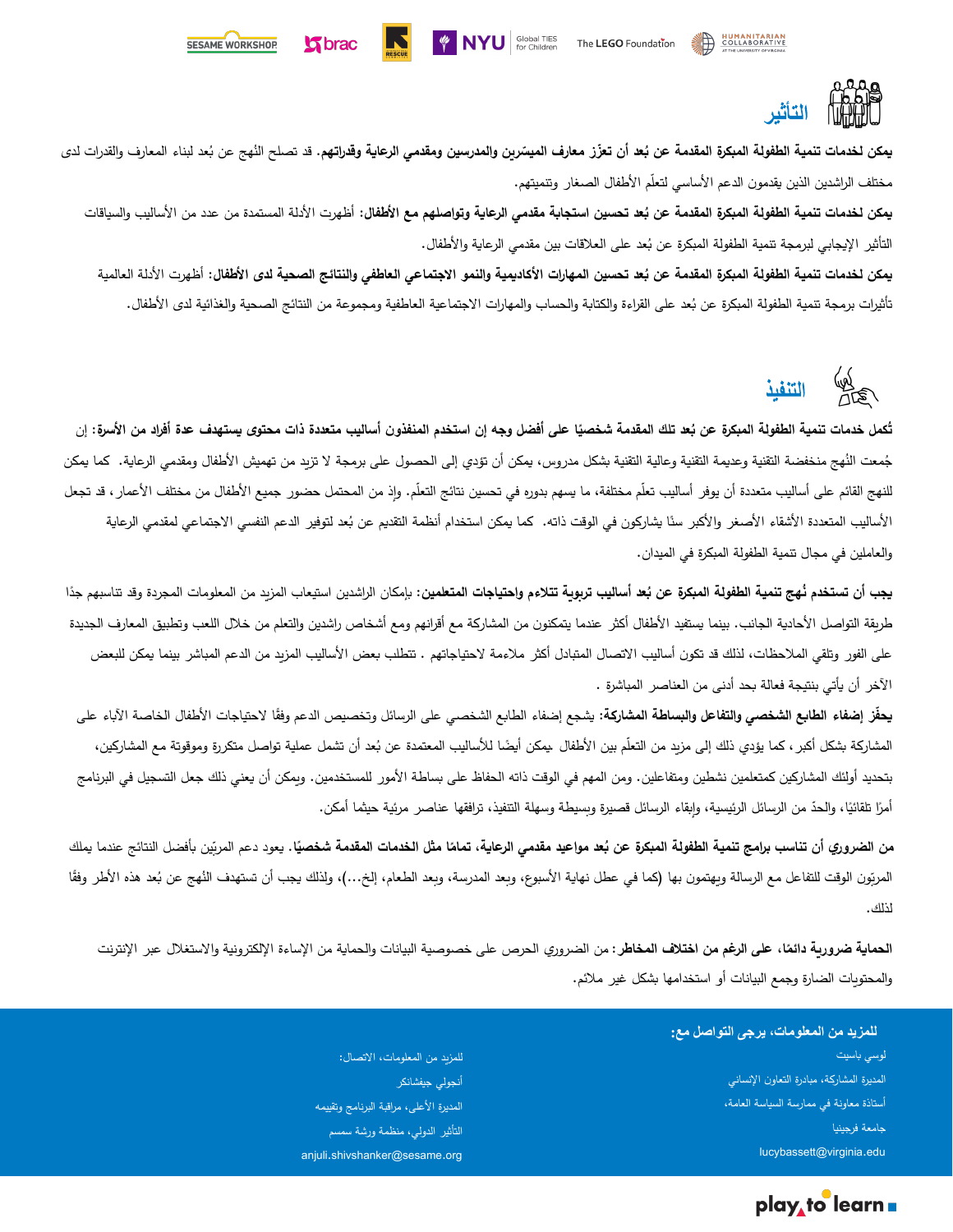## التأثير

**يمكن لخدمات تنمية الطفولة المبكرة المقدمة عن بُعد أن تعزّز معارف الميسّرين والمدرسين ومقدمي الرعاية وقدراتهم.** قد تصلح النُهج عن بُعد لبناء المعارف والقدرات لدى مختلف الراشدين الذين يقدمون الدعم الأساسي لتعلّم الأطفال الصغار وتنميتهم.

**يمكن لخدمات تنمية الطفولة المبكرة المقدمة عن بُعد تحسين استجابة مقدمي الرعاية وتواصلهم مع الأطفال:** أظهرت الأدلة المستمدة من عدد من الأساليب والسياقات التأثير الإيجابي لبرمجة تنمية الطفولة المبكرة عن بُعد على العلاقات بين مقدمي الرعاية والأطفال.

**يمكن لخدمات تنمية الطفولة المبكرة المقدمة عن بُعد تحسين المهارات الأكاديمية والنمو الاجتماعي العاطفي والنتائج الصحية لدى الأطفال:** أظهرت الأدلة العالمية تأثيرات برمجة تنمية الطفولة المبكرة عن بُعد على القراءة والكتابة والحساب والمهارات الاجتماعية العاطفية ومجموعة من النتائج الصحية والغذائية لدى الأطفال.

## التنفيذ

**تُكمل خدمات تنمية الطفولة المبكرة عن بُعد تلك المقدمة شخصيًا على أفضل وجه إن استخدم المنفذون أساليب متعددة ذات محتوى يستهدف عدة أفراد من الأسرة:** إن جُمعت النُهج منخفضة التقنية وعديمة التقنية وعالية التقنية بشكل مدروس، يمكن أن تؤدي إلى الحصول على برمجة لا تزيد من تهميش الأطفال ومقدمي الرعاية. كما يمكن للنهج القائم على أساليب متعددة أن يوفر أساليب تعلّم مختلفة، ما يسهم بدوره في تحسين نتائج التعلّم. وإذ من المحتمل حضور جميع الأطفال من مختلف الأعمار، قد تجعل الأساليب المتعددة الأشقاء الأصغر والأكبر سنًا يشاركون في الوقت ذاته. كما يمكن استخدام أنظمة التقديم عن بُعد لتوفير الدعم النفسي الاجتماعي لمقدمي الرعاية والعاملين في مجال تنمية الطفولة المبكرة في الميدان.

**يجب أن تستخدم نُهج تنمية الطفولة المبكرة عن بُعد أساليب تربوية تتلاءم واحتياجات المتعلمين:** بإمكان الراشدين استيعاب المزيد من المعلومات المجردة وقد تناسبهم جدًا طريقة التواصل الأحادية الجانب. بينما يستفيد الأطفال أكثر عندما يتمكنون من المشاركة مع أقرانهم ومع أشخاص راشدين والتعلم من خلال اللعب وتطبيق المعارف الجديدة على الفور وتلقي الملاحظات، لذلك قد تكون أساليب الاتصال المتبادل أكثر ملاءمة لاحتياجاتهم . تتطلب بعض الأساليب المزيد من الدعم المباشر بينما يمكن للبعض الآخر أن يأتي بنتيجة فعالة بحد أدنى من العناصر المباشرة .

**يحفّز إضفاء الطابع الشخصي والتفاعل والبساطة المشاركة:** يشجع إضفاء الطابع الشخصي على الرسائل وتخصيص الدعم وفقًا لاحتياجات الأطفال الخاصة الآباء على المشاركة بشكل أكبر، كما يؤدي ذلك إلى مزيد من التعلّم بين الأطفال. يمكن أيضًا للأساليب المعتمدة عن بُعد أن تشمل عملية تواصل متكررة وموقوتة مع المشاركين، بتحديد أولئك المشاركين كمتعلمين نشطين ومتفاعلين. ومن المهم في الوقت ذاته الحفاظ على بساطة الأمور للمستخدمين. ويمكن أن يعني ذلك جعل التسجيل في البرنامج أمرًا تلقائيًا، والحدّ من الرسائل الرئيسية، وإبقاء الرسائل قصيرة وبسيطة وسهلة التنفيذ، ترافقها عناصر مرئية حيثما أمكن.

**من الضروري أن تناسب برامج تنمية الطفولة المبكرة عن بُعد مواعيد مقدمي الرعاية، تمامًا مثل الخدمات المقدمة شخصيًا.** يعود دعم المربّين بأفضل النتائج عندما يملك المربّون الوقت للتفاعل مع الرسالة ويهتمون بها (كما في عطل نهاية الأسبوع، وبعد المدرسة، وبعد الطعام، إلخ...)، ولذلك يجب أن تستهدف النُهج عن بُعد هذه الأطر وفقًا لذلك.

**الحماية ضرورية دائمًا، على الرغم من اختلاف المخاطر:** من الضروري الحرص على خصوصية البيانات والحماية من الإساءة الإلكترونية والاستغلال عبر الإنترنت والمحتويات الضارة وجمع البيانات أو استخدامها بشكل غير ملائم.

**للمزيد من المعلومات، يرجى التواصل مع:**

لوسي باسيت
المديرة المشاركة، مبادرة التعاون الإنساني
أستاذة معاونة في ممارسة السياسة العامة،
جامعة فرجينيا
lucybassett@virginia.edu

للمزيد من المعلومات، الاتصال:
أنجولي جيفشانكر
المديرة الأعلى، مراقبة البرنامج وتقييمه
التأثير الدولي، منظمة ورشة سمسم
anjuli.shivshanker@sesame.org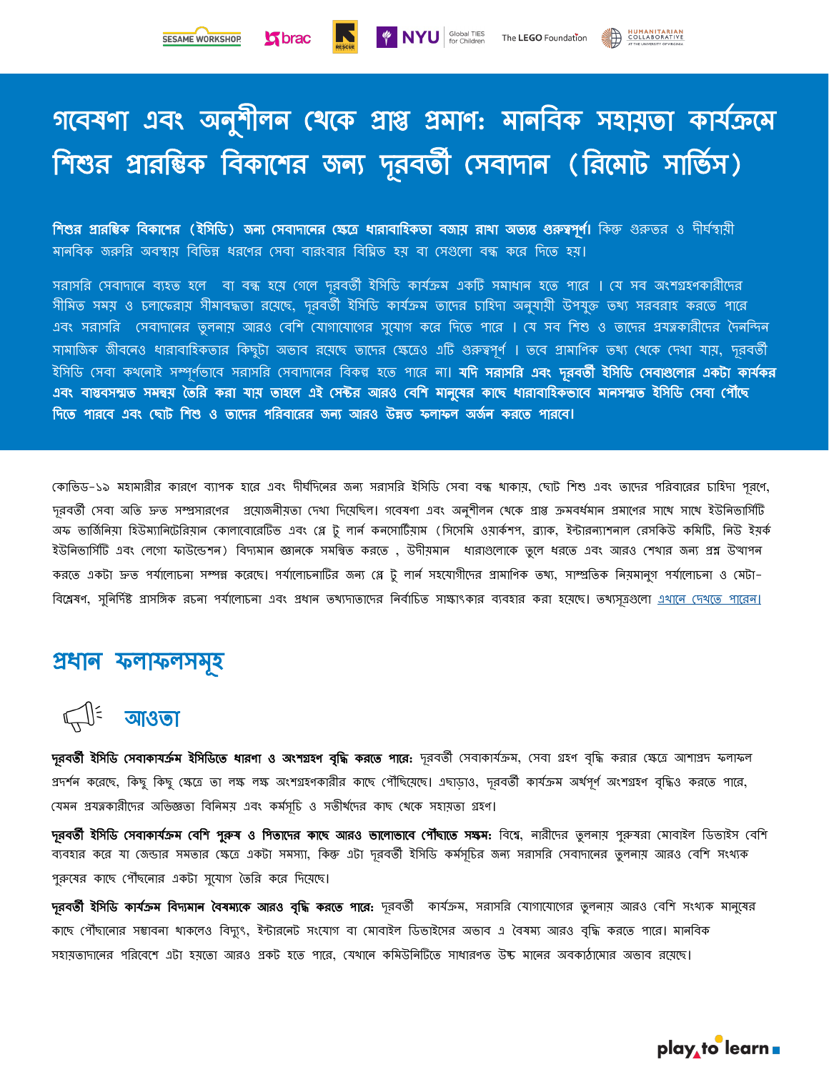# গবেষণা এবং অনুশীলন থেকে প্রাপ্ত প্রমাণ: মানবিক সহায়তা কার্যক্রমে শিশুর প্রারম্ভিক বিকাশের জন্য দূরবর্তী সেবাদান (রিমোট সার্ভিস)

**শিশুর প্রারম্ভিক বিকাশের (ইসিডি) জন্য সেবাদানের ক্ষেত্রে ধারাবাহিকতা বজায় রাখা অত্যন্ত গুরুত্বপূর্ণ।** কিন্তু গুরুতর ও দীর্ঘস্থায়ী মানবিক জরুরি অবস্থায় বিভিন্ন ধরণের সেবা বারংবার বিঘ্নিত হয় বা সেগুলো বন্ধ করে দিতে হয়।

সরাসরি সেবাদানে ব্যহত হলে বা বন্ধ হয়ে গেলে দূরবর্তী ইসিডি কার্যক্রম একটি সমাধান হতে পারে । যে সব অংশগ্রহণকারীদের সীমিত সময় ও চলাফেরায় সীমাবদ্ধতা রয়েছে, দূরবর্তী ইসিডি কার্যক্রম তাদের চাহিদা অনুযায়ী উপযুক্ত তথ্য সরবরাহ করতে পারে এবং সরাসরি সেবাদানের তুলনায় আরও বেশি যোগাযোগের সুযোগ করে দিতে পারে । যে সব শিশু ও তাদের প্রযত্নকারীদের দৈনন্দিন সামাজিক জীবনেও ধারাবাহিকতার কিছুটা অভাব রয়েছে তাদের ক্ষেত্রেও এটি গুরুত্বপূর্ণ । তবে প্রামাণিক তথ্য থেকে দেখা যায়, দূরবর্তী ইসিডি সেবা কখনোই সম্পূর্ণভাবে সরাসরি সেবাদানের বিকল্প হতে পারে না। **যদি সরাসরি এবং দূরবর্তী ইসিডি সেবাগুলোর একটা কার্যকর এবং বাস্তবসম্মত সমন্বয় তৈরি করা যায় তাহলে এই সেক্টর আরও বেশি মানুষের কাছে ধারাবাহিকভাবে মানসম্মত ইসিডি সেবা পৌঁছে দিতে পারবে এবং ছোট শিশু ও তাদের পরিবারের জন্য আরও উন্নত ফলাফল অর্জন করতে পারবে।**

কোভিড-১৯ মহামারীর কারণে ব্যাপক হারে এবং দীর্ঘদিনের জন্য সরাসরি ইসিডি সেবা বন্ধ থাকায়, ছোট শিশু এবং তাদের পরিবারের চাহিদা পূরণে, দূরবর্তী সেবা অতি দ্রুত সম্প্রসারণের প্রয়োজনীয়তা দেখা দিয়েছিল। গবেষণা এবং অনুশীলন থেকে প্রাপ্ত ক্রমবর্ধমান প্রমাণের সাথে সাথে ইউনিভার্সিটি অফ ভার্জিনিয়া হিউম্যানিটেরিয়ান কোলাবোরেটিভ এবং প্লে টু লার্ন কনসোর্টিয়াম (সিসেমি ওয়ার্কশপ, ব্র্যাক, ইন্টারন্যাশনাল রেসকিউ কমিটি, নিউ ইয়র্ক ইউনিভার্সিটি এবং লেগো ফাউন্ডেশন) বিদ্যমান জ্ঞানকে সমন্বিত করতে , উদীয়মান ধারাগুলোকে তুলে ধরতে এবং আরও শেখার জন্য প্রশ্ন উত্থাপন করতে একটা দ্রুত পর্যালোচনা সম্পন্ন করেছে। পর্যালোচনাটির জন্য প্লে টু লার্ন সহযোগীদের প্রামাণিক তথ্য, সাম্প্রতিক নিয়মানুগ পর্যালোচনা ও মেটা-বিশ্লেষণ, সুনির্দিষ্ট প্রাসঙ্গিক রচনা পর্যালোচনা এবং প্রধান তথ্যদাতাদের নির্বাচিত সাক্ষাৎকার ব্যবহার করা হয়েছে। তথ্যসূত্রগুলো এখানে দেখতে পারেন।

## প্রধান ফলাফলসমূহ

### আওতা

**দূরবর্তী ইসিডি সেবাকার্যক্রম ইসিডিতে ধারণা ও অংশগ্রহণ বৃদ্ধি করতে পারে:** দূরবর্তী সেবাকার্যক্রম, সেবা গ্রহণ বৃদ্ধি করার ক্ষেত্রে আশাপ্রদ ফলাফল প্রদর্শন করেছে, কিছু কিছু ক্ষেত্রে তা লক্ষ লক্ষ অংশগ্রহণকারীর কাছে পৌঁছিয়েছে। এছাড়াও, দূরবর্তী কার্যক্রম অর্থপূর্ণ অংশগ্রহণ বৃদ্ধিও করতে পারে, যেমন প্রযত্নকারীদের অভিজ্ঞতা বিনিময় এবং কর্মসূচি ও সতীর্থদের কাছ থেকে সহায়তা গ্রহণ।

**দূরবর্তী ইসিডি সেবাকার্যক্রম বেশি পুরুষ ও পিতাদের কাছে আরও ভালোভাবে পৌঁছাতে সক্ষম:** বিশ্বে, নারীদের তুলনায় পুরুষরা মোবাইল ডিভাইস বেশি ব্যবহার করে যা জেন্ডার সমতার ক্ষেত্রে একটা সমস্যা, কিন্তু এটা দূরবর্তী ইসিডি কর্মসূচির জন্য সরাসরি সেবাদানের তুলনায় আরও বেশি সংখ্যক পুরুষের কাছে পৌঁছনোর একটা সুযোগ তৈরি করে দিয়েছে।

**দূরবর্তী ইসিডি কার্যক্রম বিদ্যমান বৈষম্যকে আরও বৃদ্ধি করতে পারে:** দূরবর্তী কার্যক্রম, সরাসরি যোগাযোগের তুলনায় আরও বেশি সংখ্যক মানুষের কাছে পৌঁছানোর সম্ভাবনা থাকলেও বিদ্যুৎ, ইন্টারনেট সংযোগ বা মোবাইল ডিভাইসের অভাব এ বৈষম্য আরও বৃদ্ধি করতে পারে। মানবিক সহায়তাদানের পরিবেশে এটা হয়তো আরও প্রকট হতে পারে, যেখানে কমিউনিটিতে সাধারণত উচ্চ মানের অবকাঠামোর অভাব রয়েছে।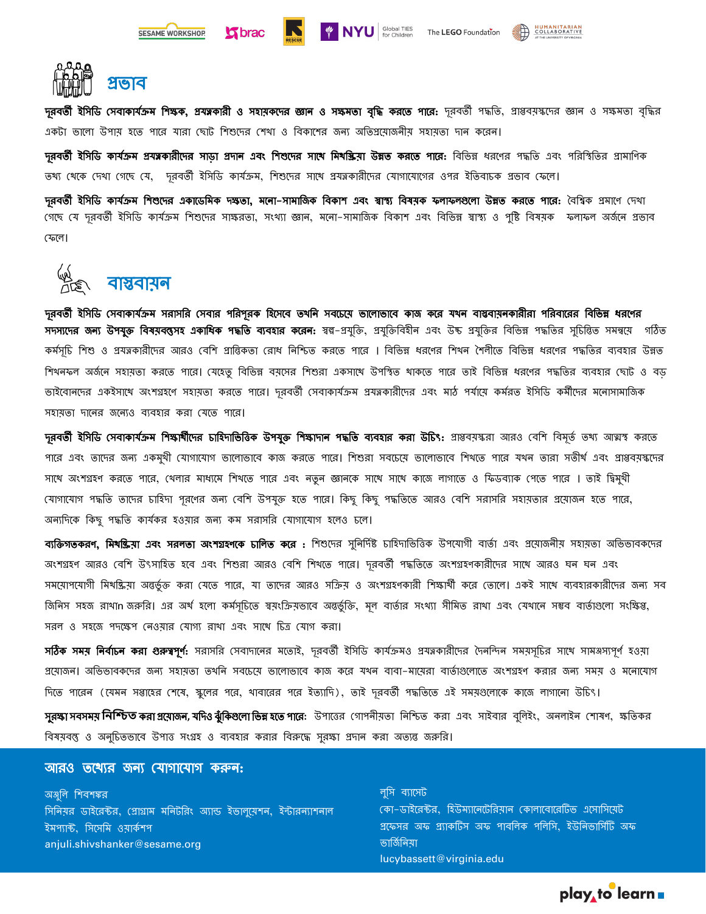## প্রভাব

**দূরবর্তী ইসিডি সেবাকার্যক্রম শিক্ষক, প্রযত্নকারী ও সহায়কদের জ্ঞান ও সক্ষমতা বৃদ্ধি করতে পারে:** দূরবর্তী পদ্ধতি, প্রাপ্তবয়স্কদের জ্ঞান ও সক্ষমতা বৃদ্ধির একটা ভালো উপায় হতে পারে যারা ছোট শিশুদের শেখা ও বিকাশের জন্য অতিপ্রয়োজনীয় সহায়তা দান করেন।

**দূরবর্তী ইসিডি কার্যক্রম প্রযত্নকারীদের সাড়া প্রদান এবং শিশুদের সাথে মিথস্ক্রিয়া উন্নত করতে পারে:** বিভিন্ন ধরণের পদ্ধতি এবং পরিস্থিতির প্রামাণিক তথ্য থেকে দেখা গেছে যে, দূরবর্তী ইসিডি কার্যক্রম, শিশুদের সাথে প্রযত্নকারীদের যোগাযোগের ওপর ইতিবাচক প্রভাব ফেলে।

**দূরবর্তী ইসিডি কার্যক্রম শিশুদের একাডেমিক দক্ষতা, মনো-সামাজিক বিকাশ এবং স্বাস্থ্য বিষয়ক ফলাফলগুলো উন্নত করতে পারে:** বৈশ্বিক প্রমাণে দেখা গেছে যে দূরবর্তী ইসিডি কার্যক্রম শিশুদের সাক্ষরতা, সংখ্যা জ্ঞান, মনো-সামাজিক বিকাশ এবং বিভিন্ন স্বাস্থ্য ও পুষ্টি বিষয়ক ফলাফল অর্জনে প্রভাব ফেলে।

## বাস্তবায়ন

**দূরবর্তী ইসিডি সেবাকার্যক্রম সরাসরি সেবার পরিপূরক হিসেবে তখনি সবচেয়ে ভালোভাবে কাজ করে যখন বাস্তবায়নকারীরা পরিবারের বিভিন্ন ধরণের সদস্যদের জন্য উপযুক্ত বিষয়বস্তুসহ একাধিক পদ্ধতি ব্যবহার করেন:** স্বল্প-প্রযুক্তি, প্রযুক্তিবিহীন এবং উচ্চ প্রযুক্তির বিভিন্ন পদ্ধতির সুচিন্তিত সমন্বয়ে গঠিত কর্মসূচি শিশু ও প্রযত্নকারীদের আরও বেশি প্রান্তিকতা রোধ নিশ্চিত করতে পারে। বিভিন্ন ধরণের শিখন শৈলীতে বিভিন্ন ধরণের পদ্ধতির ব্যবহার উন্নত শিখনফল অর্জনে সহায়তা করতে পারে। যেহেতু বিভিন্ন বয়সের শিশুরা একসাথে উপস্থিত থাকতে পারে তাই বিভিন্ন ধরণের পদ্ধতির ব্যবহার ছোট ও বড় ভাইবোনদের একইসাথে অংশগ্রহণে সহায়তা করতে পারে। দূরবর্তী সেবাকার্যক্রম প্রযত্নকারীদের এবং মাঠ পর্যায়ে কর্মরত ইসিডি কর্মীদের মনোসামাজিক সহায়তা দানের জন্যেও ব্যবহার করা যেতে পারে।

**দূরবর্তী ইসিডি সেবাকার্যক্রম শিক্ষার্থীদের চাহিদাভিত্তিক উপযুক্ত শিক্ষাদান পদ্ধতি ব্যবহার করা উচিৎ:** প্রাপ্তবয়স্করা আরও বেশি বিমূর্ত তথ্য আত্মস্থ করতে পারে এবং তাদের জন্য একমুখী যোগাযোগ ভালোভাবে কাজ করতে পারে। শিশুরা সবচেয়ে ভালোভাবে শিখতে পারে যখন তারা সতীর্থ এবং প্রাপ্তবয়স্কদের সাথে অংশগ্রহণ করতে পারে, খেলার মাধ্যমে শিখতে পারে এবং নতুন জ্ঞানকে সাথে সাথে কাজে লাগাতে ও ফিডব্যাক পেতে পারে। তাই দ্বিমুখী যোগাযোগ পদ্ধতি তাদের চাহিদা পূরণের জন্য বেশি উপযুক্ত হতে পারে। কিছু কিছু পদ্ধতিতে আরও বেশি সরাসরি সহায়তার প্রয়োজন হতে পারে, অন্যদিকে কিছু পদ্ধতি কার্যকর হওয়ার জন্য কম সরাসরি যোগাযোগ হলেও চলে।

**ব্যক্তিগতকরণ, মিথস্ক্রিয়া এবং সরলতা অংশগ্রহণকে চালিত করে :** শিশুদের সুনির্দিষ্ট চাহিদাভিত্তিক উপযোগী বার্তা এবং প্রয়োজনীয় সহায়তা অভিভাবকদের অংশগ্রহণ আরও বেশি উৎসাহিত হবে এবং শিশুরা আরও বেশি শিখতে পারে। দূরবর্তী পদ্ধতিতে অংশগ্রহণকারীদের সাথে আরও ঘন ঘন এবং সময়োপযোগী মিথস্ক্রিয়া অন্তর্ভুক্ত করা যেতে পারে, যা তাদের আরও সক্রিয় ও অংশগ্রহণকারী শিক্ষার্থী করে তোলে। একই সাথে ব্যবহারকারীদের জন্য সব জিনিস সহজ রাখাn জরুরি। এর অর্থ হলো কর্মসূচিতে স্বয়ংক্রিয়ভাবে অন্তর্ভুক্তি, মূল বার্তার সংখ্যা সীমিত রাখা এবং যেখানে সম্ভব বার্তাগুলো সংক্ষিপ্ত, সরল ও সহজে পদক্ষেপ নেওয়ার যোগ্য রাখা এবং সাথে চিত্র যোগ করা।

**সঠিক সময় নির্বাচন করা গুরুত্বপূর্ণ:** সরাসরি সেবাদানের মতোই, দূরবর্তী ইসিডি কার্যক্রমও প্রযত্নকারীদের দৈনন্দিন সময়সূচির সাথে সামঞ্জস্যপূর্ণ হওয়া প্রয়োজন। অভিভাবকদের জন্য সহায়তা তখনি সবচেয়ে ভালোভাবে কাজ করে যখন বাবা-মায়েরা বার্তাগুলোতে অংশগ্রহণ করার জন্য সময় ও মনোযোগ দিতে পারেন (যেমন সপ্তাহের শেষে, স্কুলের পরে, খাবারের পরে ইত্যাদি), তাই দূরবর্তী পদ্ধতিতে এই সময়গুলোকে কাজে লাগানো উচিৎ।

**সুরক্ষা সবসময় নিশ্চিত করা প্রয়োজন, যদিও ঝুঁকিগুলো ভিন্ন হতে পারে:** উপাত্তের গোপনীয়তা নিশ্চিত করা এবং সাইবার বুলিইং, অনলাইন শোষণ, ক্ষতিকর বিষয়বস্তু ও অনুচিতভাবে উপাত্ত সংগ্রহ ও ব্যবহার করার বিরুদ্ধে সুরক্ষা প্রদান করা অত্যন্ত জরুরি।

### আরও তথ্যের জন্য যোগাযোগ করুন:

অঞ্জলি শিবশঙ্কর
সিনিয়র ডাইরেক্টর, প্রোগ্রাম মনিটরিং অ্যান্ড ইভালুয়েশন, ইন্টারন্যাশনাল ইমপ্যাক্ট, সিসেমি ওয়ার্কশপ
anjuli.shivshanker@sesame.org

লুসি ব্যাসেট
কো-ডাইরেক্টর, হিউম্যানেটেরিয়ান কোলাবোরেটিভ এসোসিয়েট প্রফেসর অফ প্র্যাকটিস অফ পাবলিক পলিসি, ইউনিভার্সিটি অফ ভার্জিনিয়া
lucybassett@virginia.edu